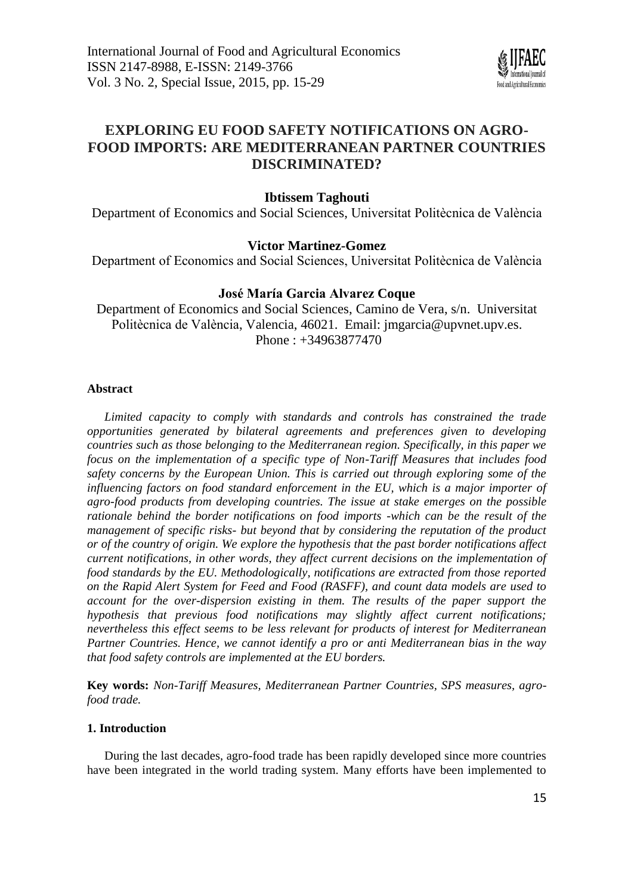# EXPLORING EU FOOD SAFETY NOTIFICATIONS ON AGRO-FOOD IMPORTS: ARE MEDITERRANEAN PARTNER COUNTRIES DISCRIMINATED?

**Ibtissem Taghouti**

Department of Economics and Social Sciences, Universitat Politècnica de València

**Victor Martinez-Gomez**

Department of Economics and Social Sciences, Universitat Politècnica de València

**José María Garcia Alvarez Coque**

Department of Economics and Social Sciences, Camino de Vera, s/n. Universitat Politècnica de València, Valencia, 46021. Email: jmgarcia@upvnet.upv.es. Phone : +34963877470

#### Abstract

*Limited capacity to comply with standards and controls has constrained the trade opportunities generated by bilateral agreements and preferences given to developing countries such as those belonging to the Mediterranean region. Specifically, in this paper we focus on the implementation of a specific type of Non-Tariff Measures that includes food safety concerns by the European Union. This is carried out through exploring some of the influencing factors on food standard enforcement in the EU, which is a major importer of agro-food products from developing countries. The issue at stake emerges on the possible rationale behind the border notifications on food imports -which can be the result of the management of specific risks- but beyond that by considering the reputation of the product or of the country of origin. We explore the hypothesis that the past border notifications affect current notifications, in other words, they affect current decisions on the implementation of food standards by the EU. Methodologically, notifications are extracted from those reported on the Rapid Alert System for Feed and Food (RASFF), and count data models are used to account for the over-dispersion existing in them. The results of the paper support the hypothesis that previous food notifications may slightly affect current notifications; nevertheless this effect seems to be less relevant for products of interest for Mediterranean Partner Countries. Hence, we cannot identify a pro or anti Mediterranean bias in the way that food safety controls are implemented at the EU borders.*

**Key words:** *Non-Tariff Measures, Mediterranean Partner Countries, SPS measures, agro-food trade.*

#### 1. Introduction

During the last decades, agro-food trade has been rapidly developed since more countries have been integrated in the world trading system. Many efforts have been implemented to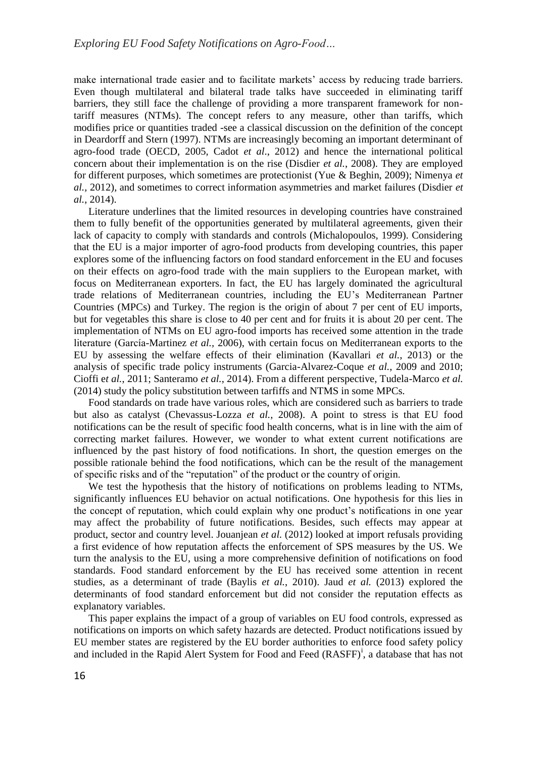make international trade easier and to facilitate markets' access by reducing trade barriers. Even though multilateral and bilateral trade talks have succeeded in eliminating tariff barriers, they still face the challenge of providing a more transparent framework for non-tariff measures (NTMs). The concept refers to any measure, other than tariffs, which modifies price or quantities traded -see a classical discussion on the definition of the concept in Deardorff and Stern (1997). NTMs are increasingly becoming an important determinant of agro-food trade (OECD, 2005, Cadot *et al*., 2012) and hence the international political concern about their implementation is on the rise (Disdier *et al.*, 2008). They are employed for different purposes, which sometimes are protectionist (Yue & Beghin, 2009); Nimenya *et al.*, 2012), and sometimes to correct information asymmetries and market failures (Disdier *et al.*, 2014).

Literature underlines that the limited resources in developing countries have constrained them to fully benefit of the opportunities generated by multilateral agreements, given their lack of capacity to comply with standards and controls (Michalopoulos, 1999). Considering that the EU is a major importer of agro-food products from developing countries, this paper explores some of the influencing factors on food standard enforcement in the EU and focuses on their effects on agro-food trade with the main suppliers to the European market, with focus on Mediterranean exporters. In fact, the EU has largely dominated the agricultural trade relations of Mediterranean countries, including the EU's Mediterranean Partner Countries (MPCs) and Turkey. The region is the origin of about 7 per cent of EU imports, but for vegetables this share is close to 40 per cent and for fruits it is about 20 per cent. The implementation of NTMs on EU agro-food imports has received some attention in the trade literature (García-Martinez *et al.*, 2006), with certain focus on Mediterranean exports to the EU by assessing the welfare effects of their elimination (Kavallari *et al.*, 2013) or the analysis of specific trade policy instruments (Garcia-Alvarez-Coque *et al.*, 2009 and 2010; Cioffi e*t al.*, 2011; Santeramo *et al.*, 2014). From a different perspective, Tudela-Marco *et al.* (2014) study the policy substitution between tarfiffs and NTMS in some MPCs.

Food standards on trade have various roles, which are considered such as barriers to trade but also as catalyst (Chevassus-Lozza *et al.*, 2008). A point to stress is that EU food notifications can be the result of specific food health concerns, what is in line with the aim of correcting market failures. However, we wonder to what extent current notifications are influenced by the past history of food notifications. In short, the question emerges on the possible rationale behind the food notifications, which can be the result of the management of specific risks and of the "reputation" of the product or the country of origin.

We test the hypothesis that the history of notifications on problems leading to NTMs, significantly influences EU behavior on actual notifications. One hypothesis for this lies in the concept of reputation, which could explain why one product's notifications in one year may affect the probability of future notifications. Besides, such effects may appear at product, sector and country level. Jouanjean *et al.* (2012) looked at import refusals providing a first evidence of how reputation affects the enforcement of SPS measures by the US. We turn the analysis to the EU, using a more comprehensive definition of notifications on food standards. Food standard enforcement by the EU has received some attention in recent studies, as a determinant of trade (Baylis *et al.*, 2010). Jaud *et al.* (2013) explored the determinants of food standard enforcement but did not consider the reputation effects as explanatory variables.

This paper explains the impact of a group of variables on EU food controls, expressed as notifications on imports on which safety hazards are detected. Product notifications issued by EU member states are registered by the EU border authorities to enforce food safety policy and included in the Rapid Alert System for Food and Feed (RASFF)[i], a database that has not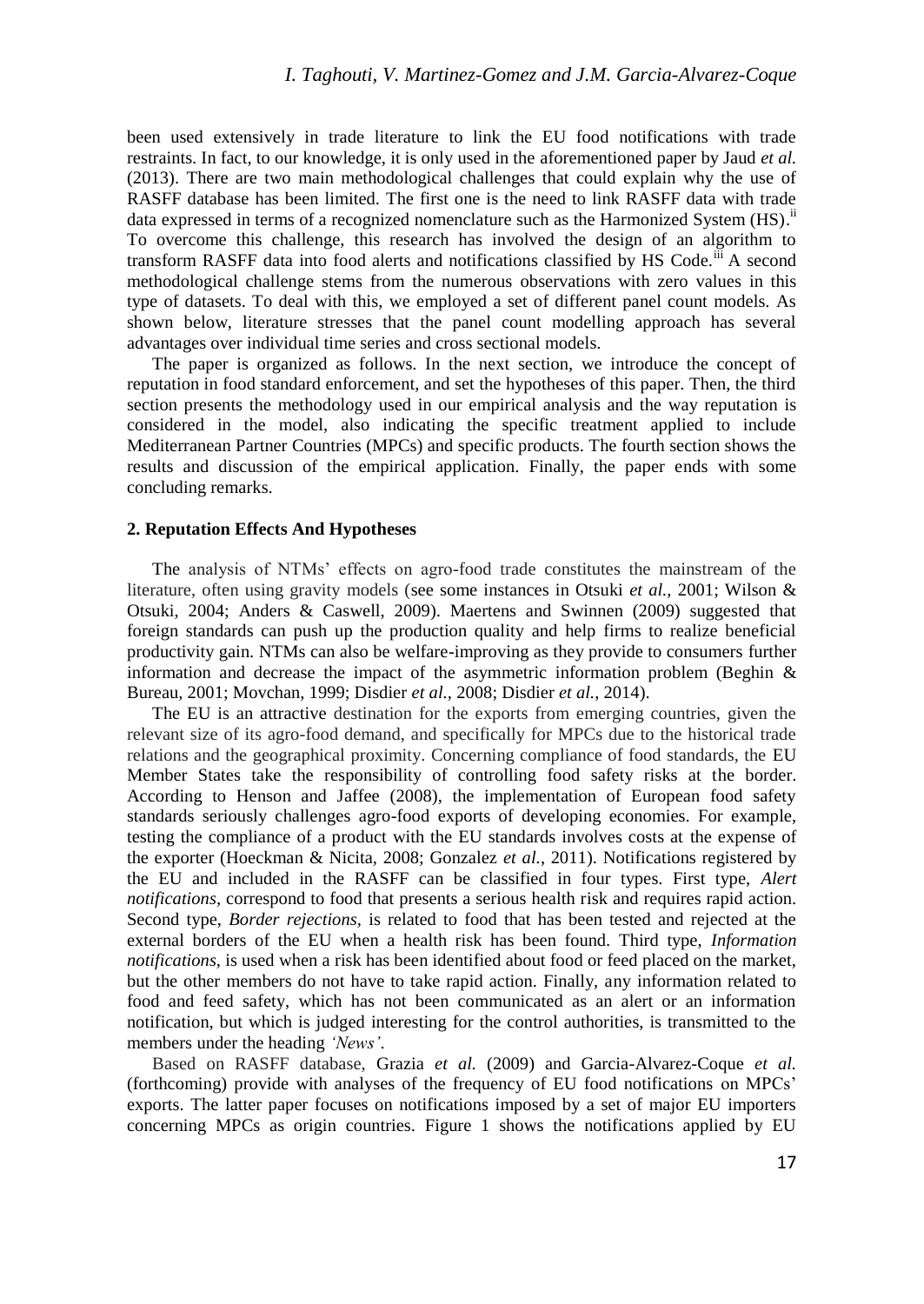been used extensively in trade literature to link the EU food notifications with trade restraints. In fact, to our knowledge, it is only used in the aforementioned paper by Jaud *et al.* (2013). There are two main methodological challenges that could explain why the use of RASFF database has been limited. The first one is the need to link RASFF data with trade data expressed in terms of a recognized nomenclature such as the Harmonized System (HS).[ii] To overcome this challenge, this research has involved the design of an algorithm to transform RASFF data into food alerts and notifications classified by HS Code.[iii] A second methodological challenge stems from the numerous observations with zero values in this type of datasets. To deal with this, we employed a set of different panel count models. As shown below, literature stresses that the panel count modelling approach has several advantages over individual time series and cross sectional models.

The paper is organized as follows. In the next section, we introduce the concept of reputation in food standard enforcement, and set the hypotheses of this paper. Then, the third section presents the methodology used in our empirical analysis and the way reputation is considered in the model, also indicating the specific treatment applied to include Mediterranean Partner Countries (MPCs) and specific products. The fourth section shows the results and discussion of the empirical application. Finally, the paper ends with some concluding remarks.

## 2. Reputation Effects And Hypotheses

The analysis of NTMs' effects on agro-food trade constitutes the mainstream of the literature, often using gravity models (see some instances in Otsuki *et al.*, 2001; Wilson & Otsuki, 2004; Anders & Caswell, 2009). Maertens and Swinnen (2009) suggested that foreign standards can push up the production quality and help firms to realize beneficial productivity gain. NTMs can also be welfare-improving as they provide to consumers further information and decrease the impact of the asymmetric information problem (Beghin & Bureau, 2001; Movchan, 1999; Disdier *et al.*, 2008; Disdier *et al.*, 2014).

The EU is an attractive destination for the exports from emerging countries, given the relevant size of its agro-food demand, and specifically for MPCs due to the historical trade relations and the geographical proximity. Concerning compliance of food standards, the EU Member States take the responsibility of controlling food safety risks at the border. According to Henson and Jaffee (2008), the implementation of European food safety standards seriously challenges agro-food exports of developing economies. For example, testing the compliance of a product with the EU standards involves costs at the expense of the exporter (Hoeckman & Nicita, 2008; Gonzalez *et al.*, 2011). Notifications registered by the EU and included in the RASFF can be classified in four types. First type, *Alert notifications*, correspond to food that presents a serious health risk and requires rapid action. Second type, *Border rejections*, is related to food that has been tested and rejected at the external borders of the EU when a health risk has been found. Third type, *Information notifications*, is used when a risk has been identified about food or feed placed on the market, but the other members do not have to take rapid action. Finally, any information related to food and feed safety, which has not been communicated as an alert or an information notification, but which is judged interesting for the control authorities, is transmitted to the members under the heading *'News'*.

Based on RASFF database, Grazia *et al.* (2009) and Garcia-Alvarez-Coque *et al.* (forthcoming) provide with analyses of the frequency of EU food notifications on MPCs' exports. The latter paper focuses on notifications imposed by a set of major EU importers concerning MPCs as origin countries. Figure 1 shows the notifications applied by EU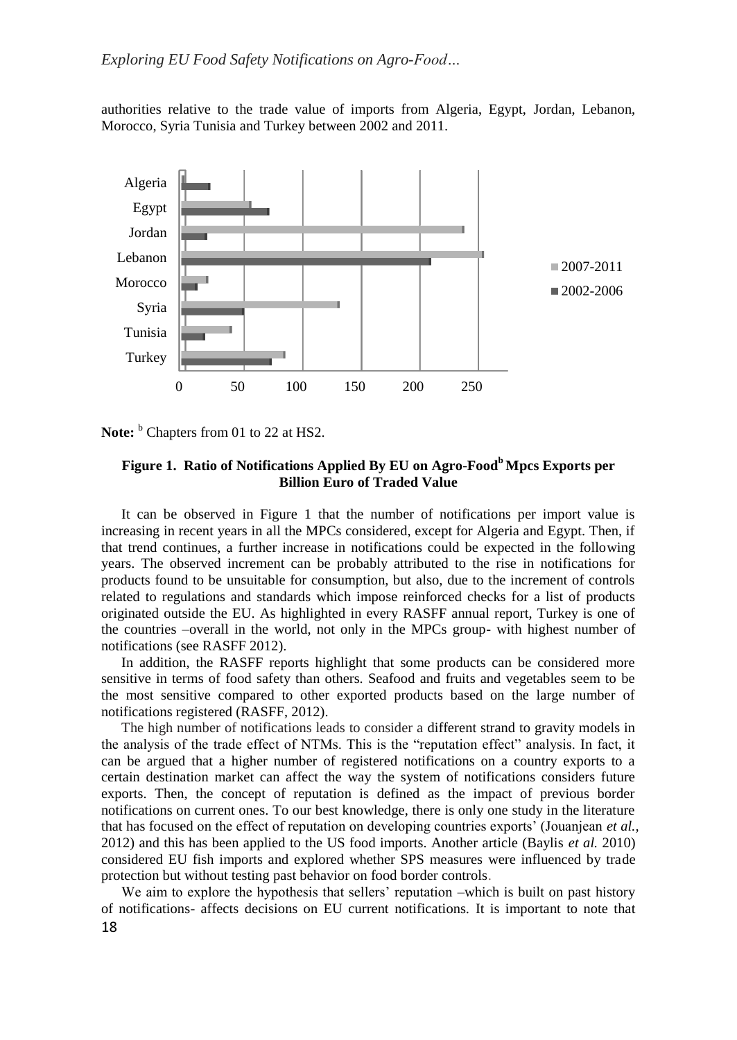authorities relative to the trade value of imports from Algeria, Egypt, Jordan, Lebanon, Morocco, Syria Tunisia and Turkey between 2002 and 2011.

**Note:** [b] Chapters from 01 to 22 at HS2.

**Figure 1. Ratio of Notifications Applied By EU on Agro-Food[b] Mpcs Exports per Billion Euro of Traded Value**

It can be observed in Figure 1 that the number of notifications per import value is increasing in recent years in all the MPCs considered, except for Algeria and Egypt. Then, if that trend continues, a further increase in notifications could be expected in the following years. The observed increment can be probably attributed to the rise in notifications for products found to be unsuitable for consumption, but also, due to the increment of controls related to regulations and standards which impose reinforced checks for a list of products originated outside the EU. As highlighted in every RASFF annual report, Turkey is one of the countries –overall in the world, not only in the MPCs group- with highest number of notifications (see RASFF 2012).

In addition, the RASFF reports highlight that some products can be considered more sensitive in terms of food safety than others. Seafood and fruits and vegetables seem to be the most sensitive compared to other exported products based on the large number of notifications registered (RASFF, 2012).

The high number of notifications leads to consider a different strand to gravity models in the analysis of the trade effect of NTMs. This is the "reputation effect" analysis. In fact, it can be argued that a higher number of registered notifications on a country exports to a certain destination market can affect the way the system of notifications considers future exports. Then, the concept of reputation is defined as the impact of previous border notifications on current ones. To our best knowledge, there is only one study in the literature that has focused on the effect of reputation on developing countries exports' (Jouanjean *et al.*, 2012) and this has been applied to the US food imports. Another article (Baylis *et al.* 2010) considered EU fish imports and explored whether SPS measures were influenced by trade protection but without testing past behavior on food border controls.

We aim to explore the hypothesis that sellers' reputation –which is built on past history of notifications- affects decisions on EU current notifications. It is important to note that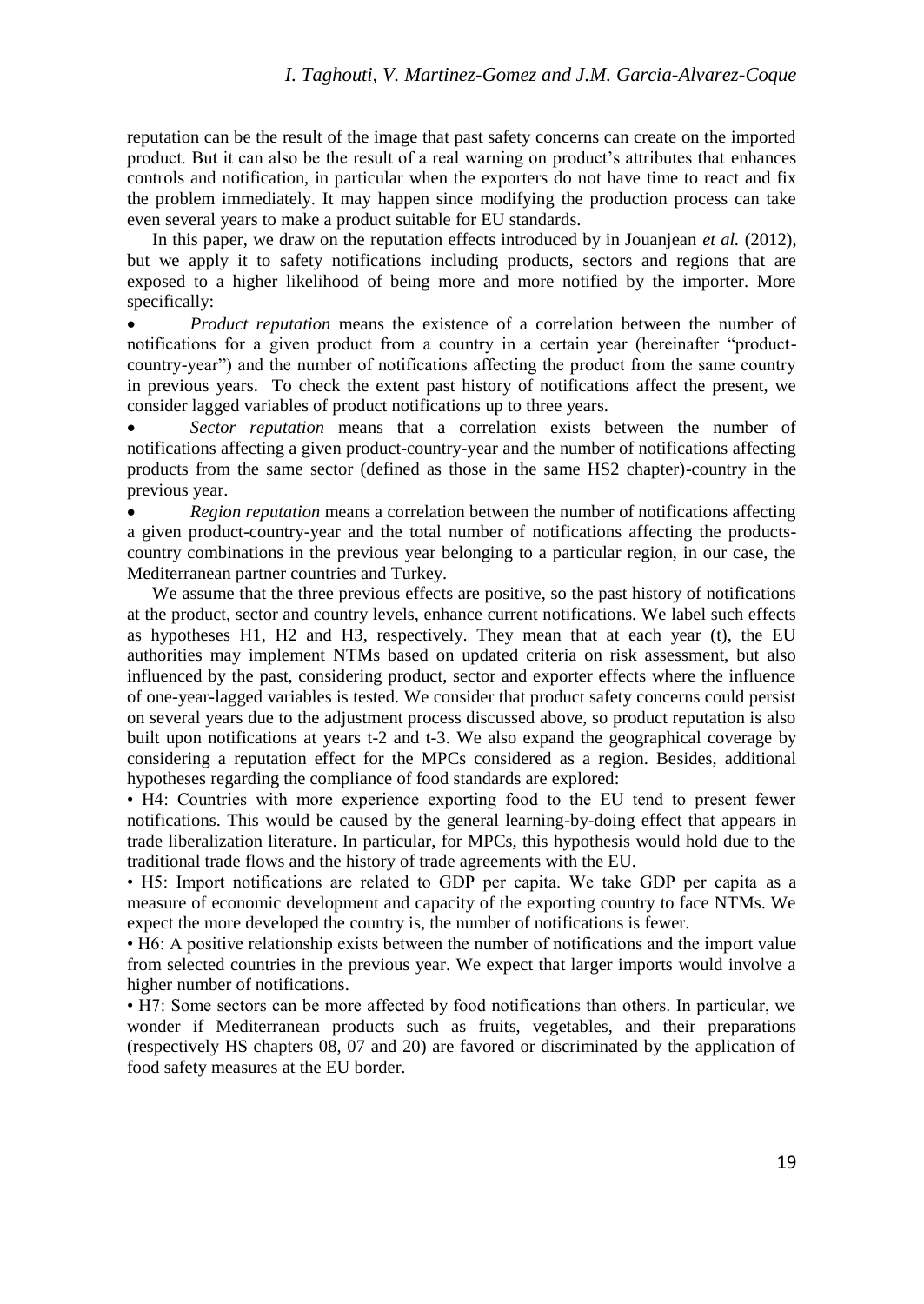reputation can be the result of the image that past safety concerns can create on the imported product. But it can also be the result of a real warning on product's attributes that enhances controls and notification, in particular when the exporters do not have time to react and fix the problem immediately. It may happen since modifying the production process can take even several years to make a product suitable for EU standards.

In this paper, we draw on the reputation effects introduced by in Jouanjean *et al.* (2012), but we apply it to safety notifications including products, sectors and regions that are exposed to a higher likelihood of being more and more notified by the importer. More specifically:

- *Product reputation* means the existence of a correlation between the number of notifications for a given product from a country in a certain year (hereinafter "product-country-year") and the number of notifications affecting the product from the same country in previous years. To check the extent past history of notifications affect the present, we consider lagged variables of product notifications up to three years.
- *Sector reputation* means that a correlation exists between the number of notifications affecting a given product-country-year and the number of notifications affecting products from the same sector (defined as those in the same HS2 chapter)-country in the previous year.
- *Region reputation* means a correlation between the number of notifications affecting a given product-country-year and the total number of notifications affecting the products-country combinations in the previous year belonging to a particular region, in our case, the Mediterranean partner countries and Turkey.

We assume that the three previous effects are positive, so the past history of notifications at the product, sector and country levels, enhance current notifications. We label such effects as hypotheses H1, H2 and H3, respectively. They mean that at each year (t), the EU authorities may implement NTMs based on updated criteria on risk assessment, but also influenced by the past, considering product, sector and exporter effects where the influence of one-year-lagged variables is tested. We consider that product safety concerns could persist on several years due to the adjustment process discussed above, so product reputation is also built upon notifications at years t-2 and t-3. We also expand the geographical coverage by considering a reputation effect for the MPCs considered as a region. Besides, additional hypotheses regarding the compliance of food standards are explored:

- H4: Countries with more experience exporting food to the EU tend to present fewer notifications. This would be caused by the general learning-by-doing effect that appears in trade liberalization literature. In particular, for MPCs, this hypothesis would hold due to the traditional trade flows and the history of trade agreements with the EU.
- H5: Import notifications are related to GDP per capita. We take GDP per capita as a measure of economic development and capacity of the exporting country to face NTMs. We expect the more developed the country is, the number of notifications is fewer.
- H6: A positive relationship exists between the number of notifications and the import value from selected countries in the previous year. We expect that larger imports would involve a higher number of notifications.
- H7: Some sectors can be more affected by food notifications than others. In particular, we wonder if Mediterranean products such as fruits, vegetables, and their preparations (respectively HS chapters 08, 07 and 20) are favored or discriminated by the application of food safety measures at the EU border.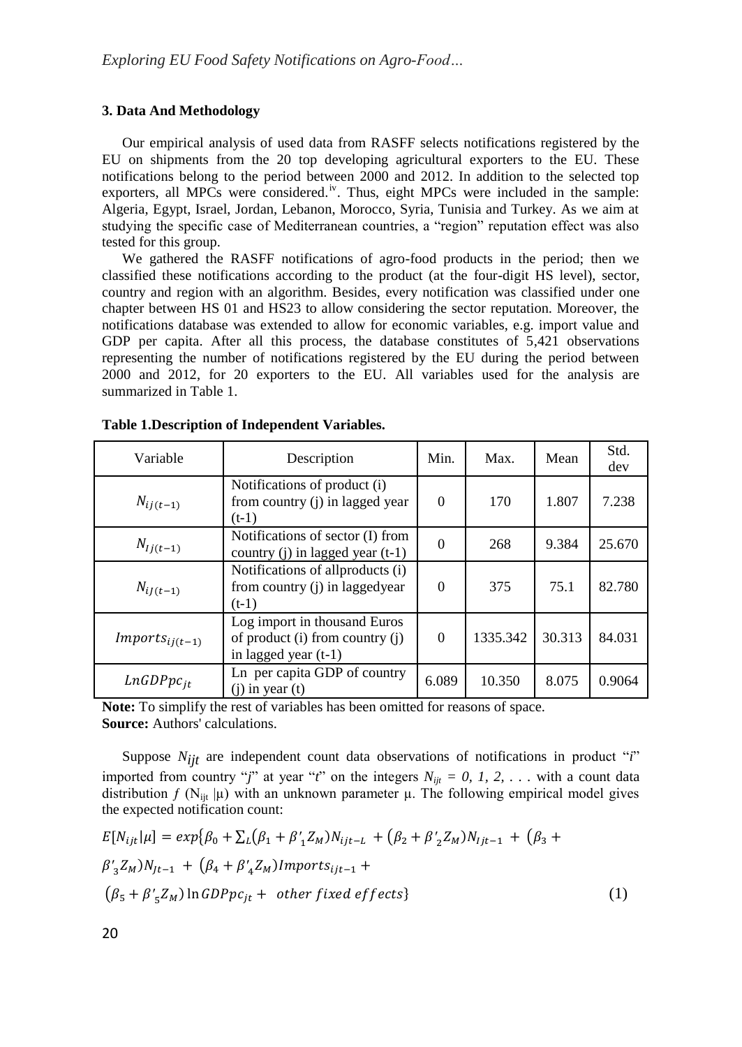### 3. Data And Methodology

Our empirical analysis of used data from RASFF selects notifications registered by the EU on shipments from the 20 top developing agricultural exporters to the EU. These notifications belong to the period between 2000 and 2012. In addition to the selected top exporters, all MPCs were considered.[iv]. Thus, eight MPCs were included in the sample: Algeria, Egypt, Israel, Jordan, Lebanon, Morocco, Syria, Tunisia and Turkey. As we aim at studying the specific case of Mediterranean countries, a "region" reputation effect was also tested for this group.

We gathered the RASFF notifications of agro-food products in the period; then we classified these notifications according to the product (at the four-digit HS level), sector, country and region with an algorithm. Besides, every notification was classified under one chapter between HS 01 and HS23 to allow considering the sector reputation. Moreover, the notifications database was extended to allow for economic variables, e.g. import value and GDP per capita. After all this process, the database constitutes of 5,421 observations representing the number of notifications registered by the EU during the period between 2000 and 2012, for 20 exporters to the EU. All variables used for the analysis are summarized in Table 1.

**Table 1.Description of Independent Variables.**

| Variable | Description | Min. | Max. | Mean | Std. dev |
|---|---|---|---|---|---|
| $N_{ij(t-1)}$ | Notifications of product (i) from country (j) in lagged year (t-1) | 0 | 170 | 1.807 | 7.238 |
| $N_{Ij(t-1)}$ | Notifications of sector (I) from country (j) in lagged year (t-1) | 0 | 268 | 9.384 | 25.670 |
| $N_{iJ(t-1)}$ | Notifications of allproducts (i) from country (j) in laggedyear (t-1) | 0 | 375 | 75.1 | 82.780 |
| $Imports_{ij(t-1)}$ | Log import in thousand Euros of product (i) from country (j) in lagged year (t-1) | 0 | 1335.342 | 30.313 | 84.031 |
| $LnGDPpc_{jt}$ | Ln per capita GDP of country (j) in year (t) | 6.089 | 10.350 | 8.075 | 0.9064 |

**Note:** To simplify the rest of variables has been omitted for reasons of space.
**Source:** Authors' calculations.

Suppose $N_{ijt}$ are independent count data observations of notifications in product "*i*" imported from country "*j*" at year "*t*" on the integers $N_{ijt} = 0, 1, 2, \ldots$ with a count data distribution $f\ (N_{ijt}\ |\mu)$ with an unknown parameter μ. The following empirical model gives the expected notification count:

$$E[N_{ijt}|\mu] = exp\{\beta_0 + \sum_L(\beta_1 + \beta'_1 Z_M)N_{ijt-L} + (\beta_2 + \beta'_2 Z_M)N_{Ijt-1} + (\beta_3 + \beta'_3 Z_M)N_{Jt-1} + (\beta_4 + \beta'_4 Z_M)Imports_{ijt-1} + (\beta_5 + \beta'_5 Z_M)\ln GDPpc_{jt} + \ other\ fixed\ effects\} \quad (1)$$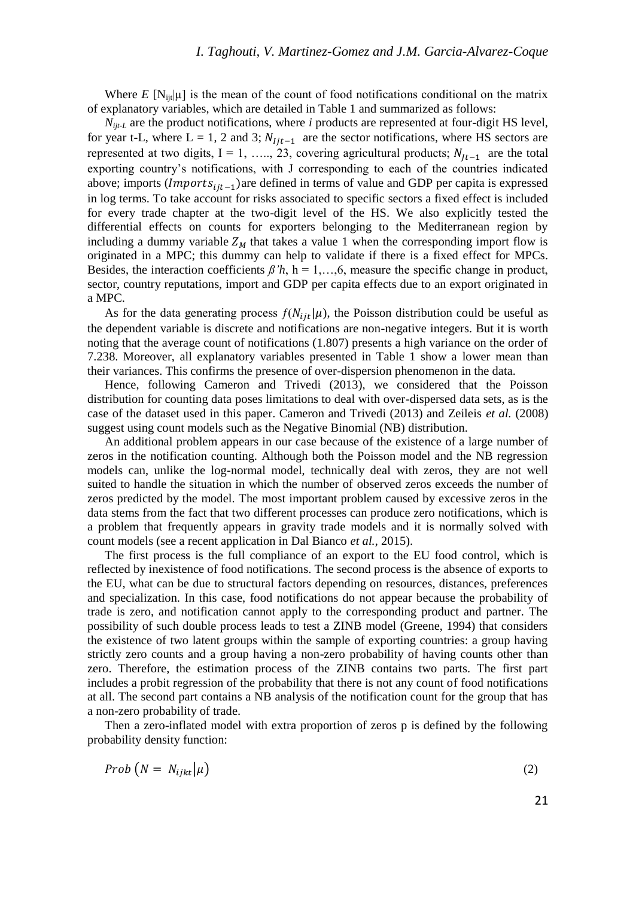Where $E\ [N_{ijt}|\mu]$ is the mean of the count of food notifications conditional on the matrix of explanatory variables, which are detailed in Table 1 and summarized as follows:

$N_{ijt-L}$ are the product notifications, where *i* products are represented at four-digit HS level, for year t-L, where L = 1, 2 and 3; $N_{Ijt-1}$ are the sector notifications, where HS sectors are represented at two digits, I = 1, ….., 23, covering agricultural products; $N_{Jt-1}$ are the total exporting country's notifications, with J corresponding to each of the countries indicated above; imports ($Imports_{ijt-1}$) are defined in terms of value and GDP per capita is expressed in log terms. To take account for risks associated to specific sectors a fixed effect is included for every trade chapter at the two-digit level of the HS. We also explicitly tested the differential effects on counts for exporters belonging to the Mediterranean region by including a dummy variable $Z_M$ that takes a value 1 when the corresponding import flow is originated in a MPC; this dummy can help to validate if there is a fixed effect for MPCs. Besides, the interaction coefficients $\beta'h$, h = 1,…,6, measure the specific change in product, sector, country reputations, import and GDP per capita effects due to an export originated in a MPC.

As for the data generating process $f(N_{ijt}|\mu)$, the Poisson distribution could be useful as the dependent variable is discrete and notifications are non-negative integers. But it is worth noting that the average count of notifications (1.807) presents a high variance on the order of 7.238. Moreover, all explanatory variables presented in Table 1 show a lower mean than their variances. This confirms the presence of over-dispersion phenomenon in the data.

Hence, following Cameron and Trivedi (2013), we considered that the Poisson distribution for counting data poses limitations to deal with over-dispersed data sets, as is the case of the dataset used in this paper. Cameron and Trivedi (2013) and Zeileis *et al.* (2008) suggest using count models such as the Negative Binomial (NB) distribution.

An additional problem appears in our case because of the existence of a large number of zeros in the notification counting. Although both the Poisson model and the NB regression models can, unlike the log-normal model, technically deal with zeros, they are not well suited to handle the situation in which the number of observed zeros exceeds the number of zeros predicted by the model. The most important problem caused by excessive zeros in the data stems from the fact that two different processes can produce zero notifications, which is a problem that frequently appears in gravity trade models and it is normally solved with count models (see a recent application in Dal Bianco *et al.*, 2015).

The first process is the full compliance of an export to the EU food control, which is reflected by inexistence of food notifications. The second process is the absence of exports to the EU, what can be due to structural factors depending on resources, distances, preferences and specialization. In this case, food notifications do not appear because the probability of trade is zero, and notification cannot apply to the corresponding product and partner. The possibility of such double process leads to test a ZINB model (Greene, 1994) that considers the existence of two latent groups within the sample of exporting countries: a group having strictly zero counts and a group having a non-zero probability of having counts other than zero. Therefore, the estimation process of the ZINB contains two parts. The first part includes a probit regression of the probability that there is not any count of food notifications at all. The second part contains a NB analysis of the notification count for the group that has a non-zero probability of trade.

Then a zero-inflated model with extra proportion of zeros p is defined by the following probability density function:

$$Prob\ (N = N_{ijkt}|\mu) \tag{2}$$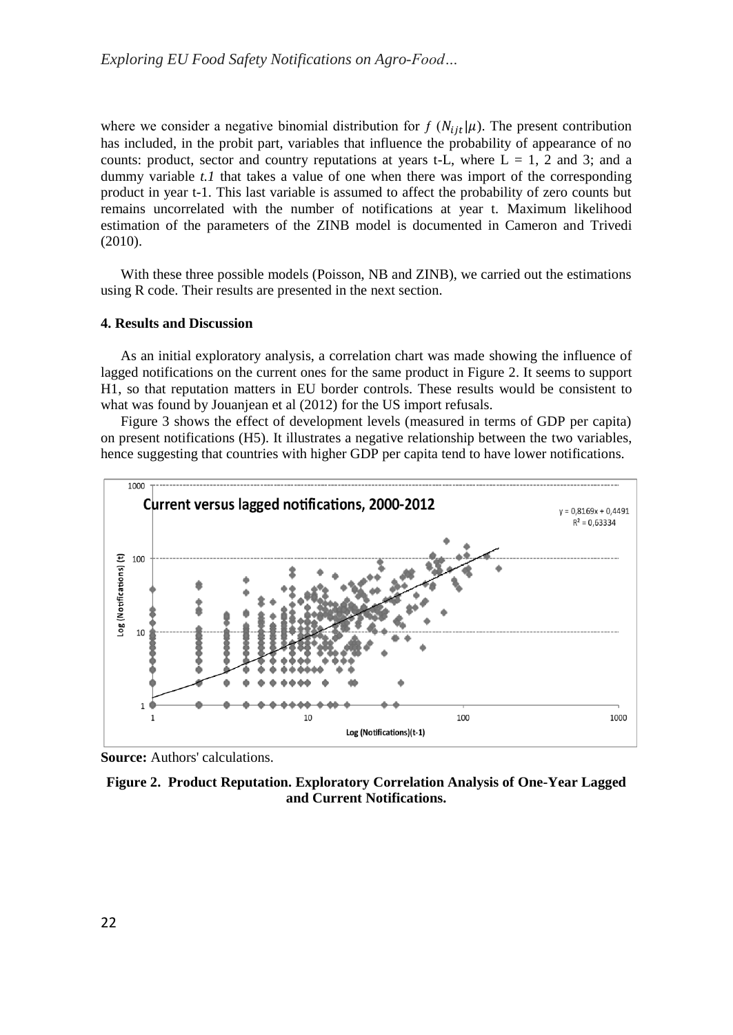where we consider a negative binomial distribution for $f\ (N_{ijt}|\mu)$. The present contribution has included, in the probit part, variables that influence the probability of appearance of no counts: product, sector and country reputations at years t-L, where L = 1, 2 and 3; and a dummy variable *t.1* that takes a value of one when there was import of the corresponding product in year t-1. This last variable is assumed to affect the probability of zero counts but remains uncorrelated with the number of notifications at year t. Maximum likelihood estimation of the parameters of the ZINB model is documented in Cameron and Trivedi (2010).

With these three possible models (Poisson, NB and ZINB), we carried out the estimations using R code. Their results are presented in the next section.

#### 4. Results and Discussion

As an initial exploratory analysis, a correlation chart was made showing the influence of lagged notifications on the current ones for the same product in Figure 2. It seems to support H1, so that reputation matters in EU border controls. These results would be consistent to what was found by Jouanjean et al (2012) for the US import refusals.

Figure 3 shows the effect of development levels (measured in terms of GDP per capita) on present notifications (H5). It illustrates a negative relationship between the two variables, hence suggesting that countries with higher GDP per capita tend to have lower notifications.

**Source:** Authors' calculations.

**Figure 2. Product Reputation. Exploratory Correlation Analysis of One-Year Lagged and Current Notifications.**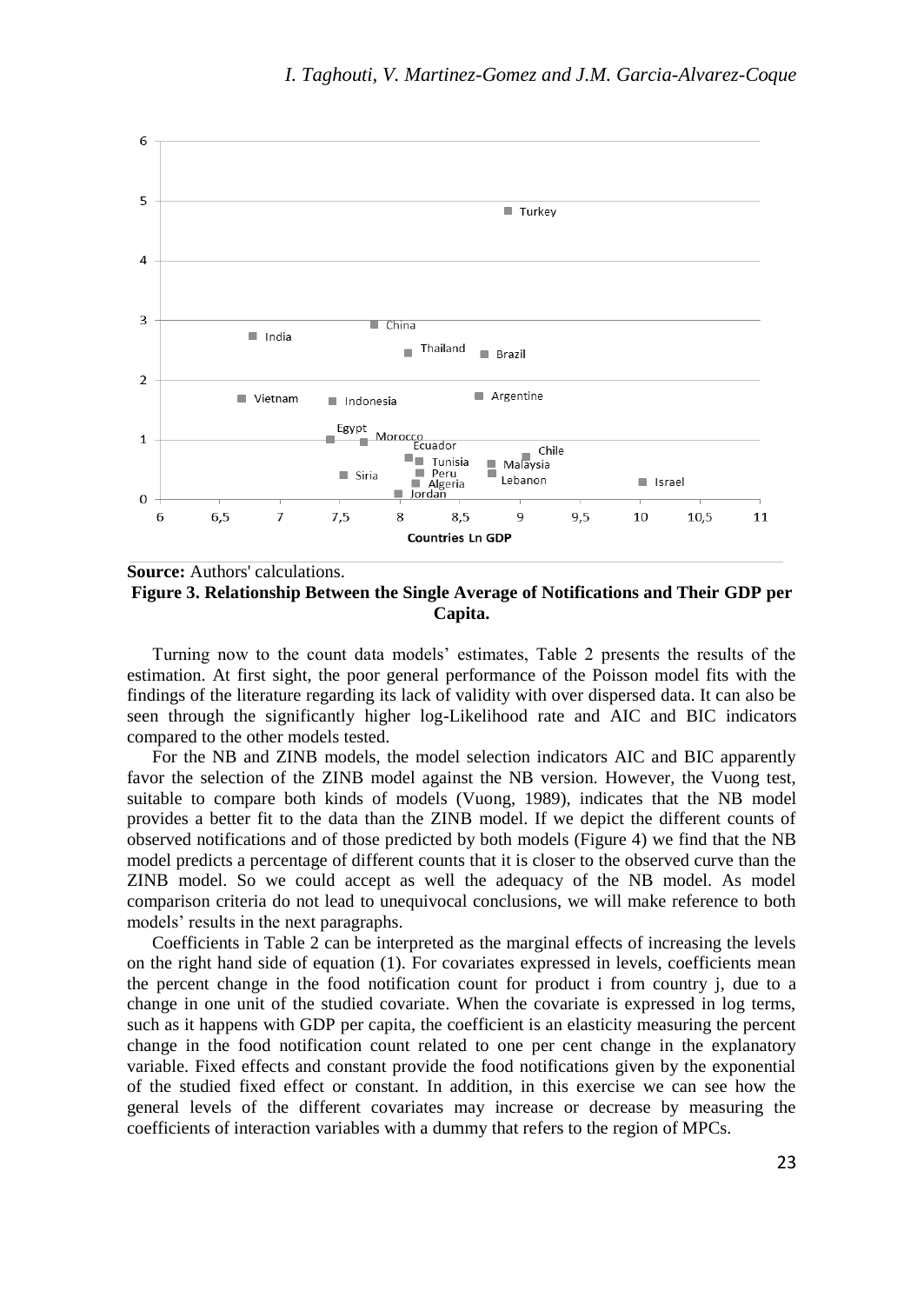**Source:** Authors' calculations.

**Figure 3. Relationship Between the Single Average of Notifications and Their GDP per Capita.**

Turning now to the count data models' estimates, Table 2 presents the results of the estimation. At first sight, the poor general performance of the Poisson model fits with the findings of the literature regarding its lack of validity with over dispersed data. It can also be seen through the significantly higher log-Likelihood rate and AIC and BIC indicators compared to the other models tested.

For the NB and ZINB models, the model selection indicators AIC and BIC apparently favor the selection of the ZINB model against the NB version. However, the Vuong test, suitable to compare both kinds of models (Vuong, 1989), indicates that the NB model provides a better fit to the data than the ZINB model. If we depict the different counts of observed notifications and of those predicted by both models (Figure 4) we find that the NB model predicts a percentage of different counts that it is closer to the observed curve than the ZINB model. So we could accept as well the adequacy of the NB model. As model comparison criteria do not lead to unequivocal conclusions, we will make reference to both models' results in the next paragraphs.

Coefficients in Table 2 can be interpreted as the marginal effects of increasing the levels on the right hand side of equation (1). For covariates expressed in levels, coefficients mean the percent change in the food notification count for product i from country j, due to a change in one unit of the studied covariate. When the covariate is expressed in log terms, such as it happens with GDP per capita, the coefficient is an elasticity measuring the percent change in the food notification count related to one per cent change in the explanatory variable. Fixed effects and constant provide the food notifications given by the exponential of the studied fixed effect or constant. In addition, in this exercise we can see how the general levels of the different covariates may increase or decrease by measuring the coefficients of interaction variables with a dummy that refers to the region of MPCs.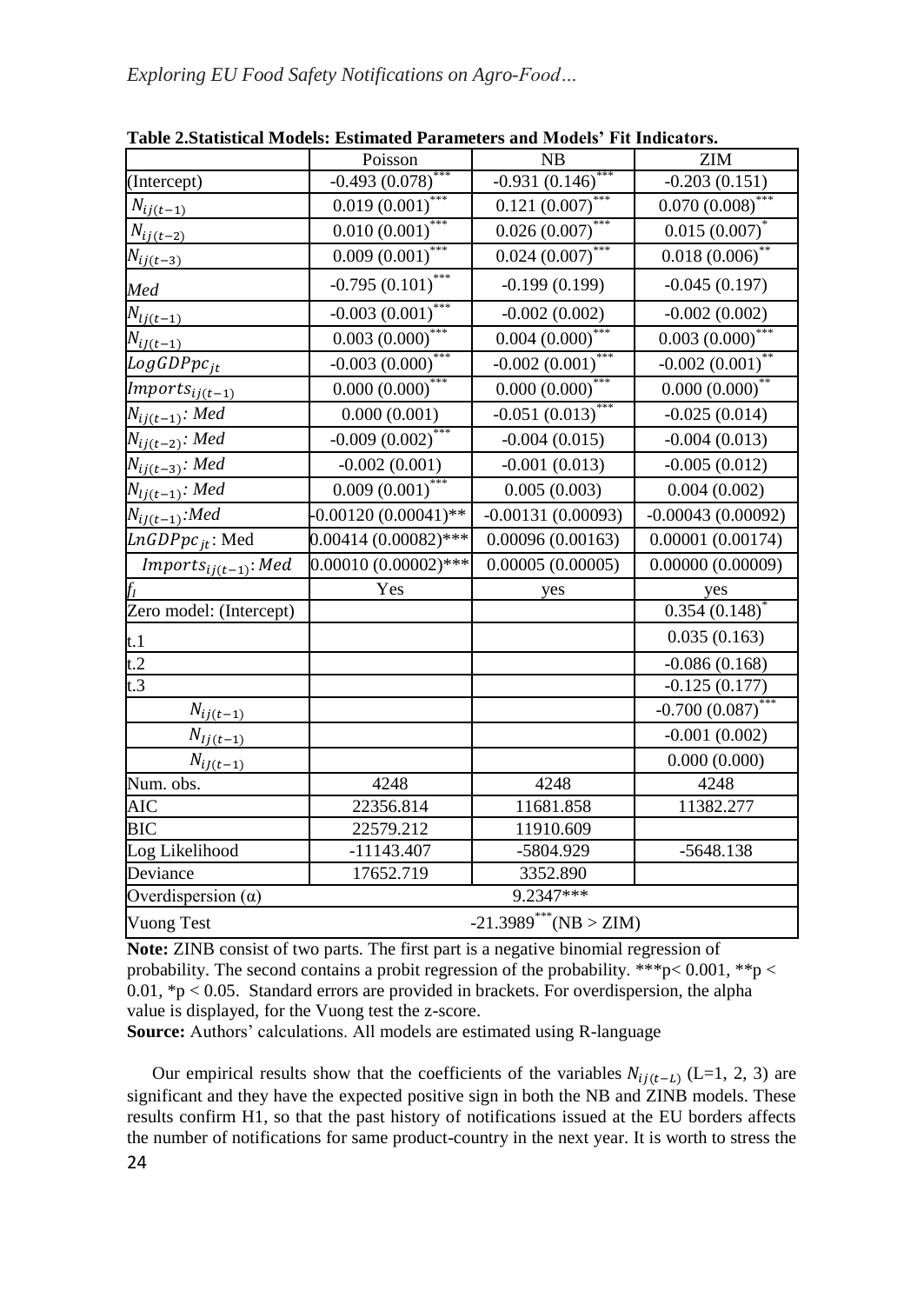**Table 2.Statistical Models: Estimated Parameters and Models' Fit Indicators.**

| | Poisson | NB | ZIM |
|---|---|---|---|
| (Intercept) | -0.493 (0.078)*** | -0.931 (0.146)*** | -0.203 (0.151) |
| $N_{ij(t-1)}$ | 0.019 (0.001)*** | 0.121 (0.007)*** | 0.070 (0.008)*** |
| $N_{ij(t-2)}$ | 0.010 (0.001)*** | 0.026 (0.007)*** | 0.015 (0.007)* |
| $N_{ij(t-3)}$ | 0.009 (0.001)*** | 0.024 (0.007)*** | 0.018 (0.006)** |
| $Med$ | -0.795 (0.101)*** | -0.199 (0.199) | -0.045 (0.197) |
| $N_{lj(t-1)}$ | -0.003 (0.001)*** | -0.002 (0.002) | -0.002 (0.002) |
| $N_{iJ(t-1)}$ | 0.003 (0.000)*** | 0.004 (0.000)*** | 0.003 (0.000)*** |
| $LogGDPpc_{jt}$ | -0.003 (0.000)*** | -0.002 (0.001)*** | -0.002 (0.001)** |
| $Imports_{ij(t-1)}$ | 0.000 (0.000)*** | 0.000 (0.000)*** | 0.000 (0.000)** |
| $N_{ij(t-1)}$: $Med$ | 0.000 (0.001) | -0.051 (0.013)*** | -0.025 (0.014) |
| $N_{ij(t-2)}$: $Med$ | -0.009 (0.002)*** | -0.004 (0.015) | -0.004 (0.013) |
| $N_{ij(t-3)}$: $Med$ | -0.002 (0.001) | -0.001 (0.013) | -0.005 (0.012) |
| $N_{lj(t-1)}$: $Med$ | 0.009 (0.001)*** | 0.005 (0.003) | 0.004 (0.002) |
| $N_{iJ(t-1)}$:$Med$ | -0.00120 (0.00041)** | -0.00131 (0.00093) | -0.00043 (0.00092) |
| $LnGDPpc_{jt}$: Med | 0.00414 (0.00082)*** | 0.00096 (0.00163) | 0.00001 (0.00174) |
| $Imports_{ij(t-1)}$: $Med$ | 0.00010 (0.00002)*** | 0.00005 (0.00005) | 0.00000 (0.00009) |
| $f_I$ | Yes | yes | yes |
| Zero model: (Intercept) | | | 0.354 (0.148)* |
| t.1 | | | 0.035 (0.163) |
| t.2 | | | -0.086 (0.168) |
| t.3 | | | -0.125 (0.177) |
| $N_{ij(t-1)}$ | | | -0.700 (0.087)*** |
| $N_{Ij(t-1)}$ | | | -0.001 (0.002) |
| $N_{iJ(t-1)}$ | | | 0.000 (0.000) |
| Num. obs. | 4248 | 4248 | 4248 |
| AIC | 22356.814 | 11681.858 | 11382.277 |
| BIC | 22579.212 | 11910.609 | |
| Log Likelihood | -11143.407 | -5804.929 | -5648.138 |
| Deviance | 17652.719 | 3352.890 | |
| Overdispersion (α) | 9.2347*** | | |
| Vuong Test | -21.3989***(NB > ZIM) | | |

**Note:** ZINB consist of two parts. The first part is a negative binomial regression of probability. The second contains a probit regression of the probability. ***p< 0.001, **p < 0.01, *p < 0.05. Standard errors are provided in brackets. For overdispersion, the alpha value is displayed, for the Vuong test the z-score.

**Source:** Authors' calculations. All models are estimated using R-language

Our empirical results show that the coefficients of the variables $N_{ij(t-L)}$ (L=1, 2, 3) are significant and they have the expected positive sign in both the NB and ZINB models. These results confirm H1, so that the past history of notifications issued at the EU borders affects the number of notifications for same product-country in the next year. It is worth to stress the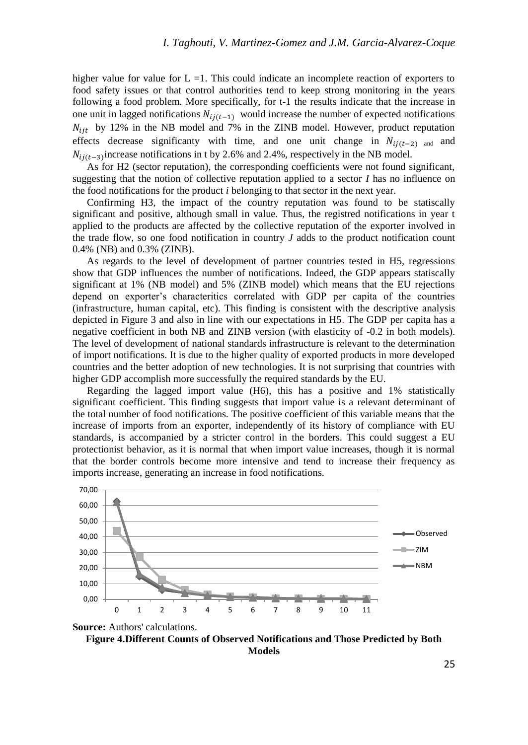higher value for value for L =1. This could indicate an incomplete reaction of exporters to food safety issues or that control authorities tend to keep strong monitoring in the years following a food problem. More specifically, for t-1 the results indicate that the increase in one unit in lagged notifications $N_{ij(t-1)}$ would increase the number of expected notifications $N_{ijt}$ by 12% in the NB model and 7% in the ZINB model. However, product reputation effects decrease significanty with time, and one unit change in $N_{ij(t-2)}$ and and $N_{ij(t-3)}$ increase notifications in t by 2.6% and 2.4%, respectively in the NB model.

As for H2 (sector reputation), the corresponding coefficients were not found significant, suggesting that the notion of collective reputation applied to a sector *I* has no influence on the food notifications for the product *i* belonging to that sector in the next year.

Confirming H3, the impact of the country reputation was found to be statiscally significant and positive, although small in value. Thus, the registred notifications in year t applied to the products are affected by the collective reputation of the exporter involved in the trade flow, so one food notification in country *J* adds to the product notification count 0.4% (NB) and 0.3% (ZINB).

As regards to the level of development of partner countries tested in H5, regressions show that GDP influences the number of notifications. Indeed, the GDP appears statiscally significant at 1% (NB model) and 5% (ZINB model) which means that the EU rejections depend on exporter's characteritics correlated with GDP per capita of the countries (infrastructure, human capital, etc). This finding is consistent with the descriptive analysis depicted in Figure 3 and also in line with our expectations in H5. The GDP per capita has a negative coefficient in both NB and ZINB version (with elasticity of -0.2 in both models). The level of development of national standards infrastructure is relevant to the determination of import notifications. It is due to the higher quality of exported products in more developed countries and the better adoption of new technologies. It is not surprising that countries with higher GDP accomplish more successfully the required standards by the EU.

Regarding the lagged import value (H6), this has a positive and 1% statistically significant coefficient. This finding suggests that import value is a relevant determinant of the total number of food notifications. The positive coefficient of this variable means that the increase of imports from an exporter, independently of its history of compliance with EU standards, is accompanied by a stricter control in the borders. This could suggest a EU protectionist behavior, as it is normal that when import value increases, though it is normal that the border controls become more intensive and tend to increase their frequency as imports increase, generating an increase in food notifications.

**Source:** Authors' calculations.

**Figure 4.Different Counts of Observed Notifications and Those Predicted by Both Models**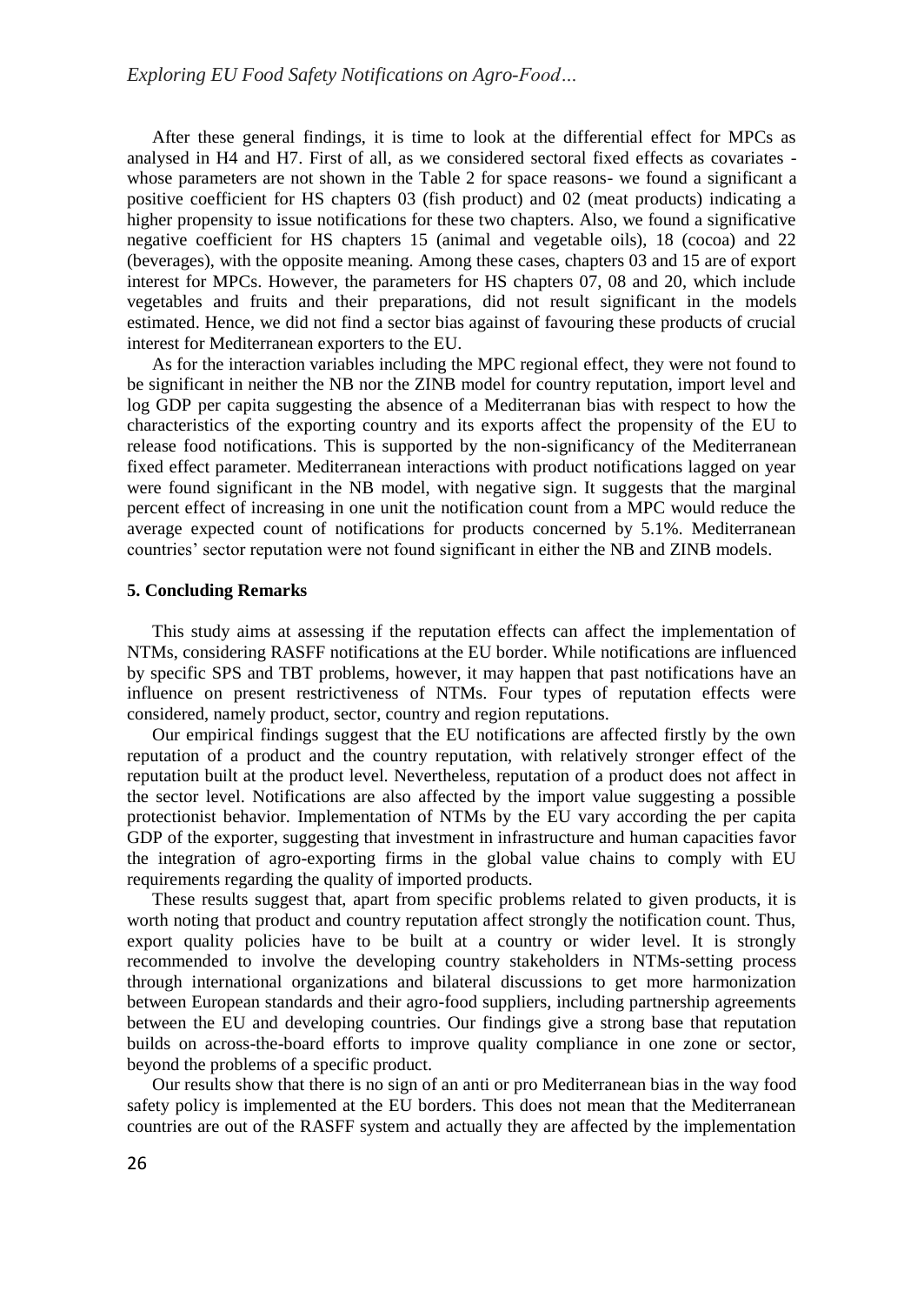After these general findings, it is time to look at the differential effect for MPCs as analysed in H4 and H7. First of all, as we considered sectoral fixed effects as covariates - whose parameters are not shown in the Table 2 for space reasons- we found a significant a positive coefficient for HS chapters 03 (fish product) and 02 (meat products) indicating a higher propensity to issue notifications for these two chapters. Also, we found a significative negative coefficient for HS chapters 15 (animal and vegetable oils), 18 (cocoa) and 22 (beverages), with the opposite meaning. Among these cases, chapters 03 and 15 are of export interest for MPCs. However, the parameters for HS chapters 07, 08 and 20, which include vegetables and fruits and their preparations, did not result significant in the models estimated. Hence, we did not find a sector bias against of favouring these products of crucial interest for Mediterranean exporters to the EU.

As for the interaction variables including the MPC regional effect, they were not found to be significant in neither the NB nor the ZINB model for country reputation, import level and log GDP per capita suggesting the absence of a Mediterranan bias with respect to how the characteristics of the exporting country and its exports affect the propensity of the EU to release food notifications. This is supported by the non-significancy of the Mediterranean fixed effect parameter. Mediterranean interactions with product notifications lagged on year were found significant in the NB model, with negative sign. It suggests that the marginal percent effect of increasing in one unit the notification count from a MPC would reduce the average expected count of notifications for products concerned by 5.1%. Mediterranean countries' sector reputation were not found significant in either the NB and ZINB models.

## 5. Concluding Remarks

This study aims at assessing if the reputation effects can affect the implementation of NTMs, considering RASFF notifications at the EU border. While notifications are influenced by specific SPS and TBT problems, however, it may happen that past notifications have an influence on present restrictiveness of NTMs. Four types of reputation effects were considered, namely product, sector, country and region reputations.

Our empirical findings suggest that the EU notifications are affected firstly by the own reputation of a product and the country reputation, with relatively stronger effect of the reputation built at the product level. Nevertheless, reputation of a product does not affect in the sector level. Notifications are also affected by the import value suggesting a possible protectionist behavior. Implementation of NTMs by the EU vary according the per capita GDP of the exporter, suggesting that investment in infrastructure and human capacities favor the integration of agro-exporting firms in the global value chains to comply with EU requirements regarding the quality of imported products.

These results suggest that, apart from specific problems related to given products, it is worth noting that product and country reputation affect strongly the notification count. Thus, export quality policies have to be built at a country or wider level. It is strongly recommended to involve the developing country stakeholders in NTMs-setting process through international organizations and bilateral discussions to get more harmonization between European standards and their agro-food suppliers, including partnership agreements between the EU and developing countries. Our findings give a strong base that reputation builds on across-the-board efforts to improve quality compliance in one zone or sector, beyond the problems of a specific product.

Our results show that there is no sign of an anti or pro Mediterranean bias in the way food safety policy is implemented at the EU borders. This does not mean that the Mediterranean countries are out of the RASFF system and actually they are affected by the implementation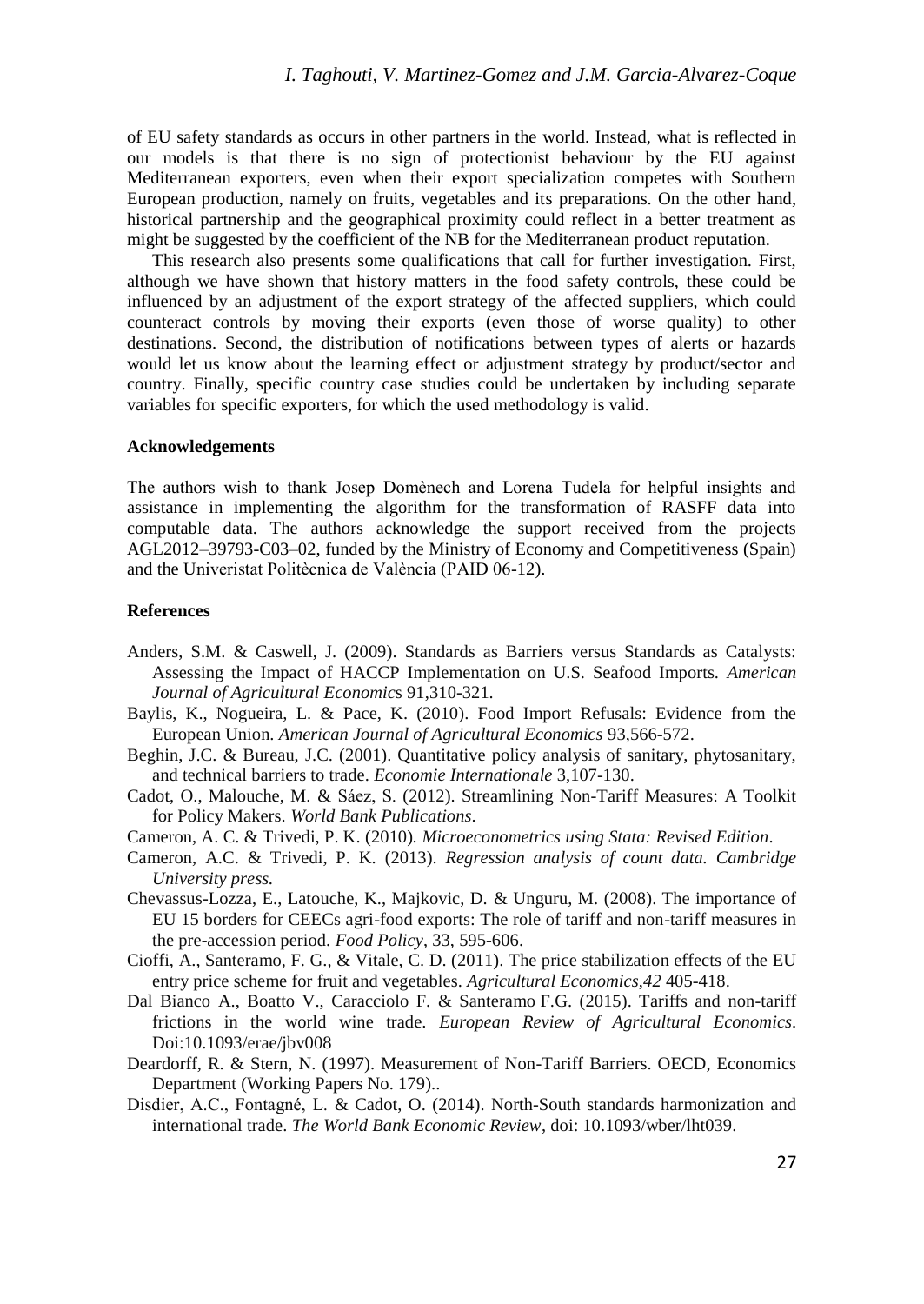of EU safety standards as occurs in other partners in the world. Instead, what is reflected in our models is that there is no sign of protectionist behaviour by the EU against Mediterranean exporters, even when their export specialization competes with Southern European production, namely on fruits, vegetables and its preparations. On the other hand, historical partnership and the geographical proximity could reflect in a better treatment as might be suggested by the coefficient of the NB for the Mediterranean product reputation.

This research also presents some qualifications that call for further investigation. First, although we have shown that history matters in the food safety controls, these could be influenced by an adjustment of the export strategy of the affected suppliers, which could counteract controls by moving their exports (even those of worse quality) to other destinations. Second, the distribution of notifications between types of alerts or hazards would let us know about the learning effect or adjustment strategy by product/sector and country. Finally, specific country case studies could be undertaken by including separate variables for specific exporters, for which the used methodology is valid.

**Acknowledgements**

The authors wish to thank Josep Domènech and Lorena Tudela for helpful insights and assistance in implementing the algorithm for the transformation of RASFF data into computable data. The authors acknowledge the support received from the projects AGL2012–39793-C03–02, funded by the Ministry of Economy and Competitiveness (Spain) and the Univeristat Politècnica de València (PAID 06-12).

**References**

- Anders, S.M. & Caswell, J. (2009). Standards as Barriers versus Standards as Catalysts: Assessing the Impact of HACCP Implementation on U.S. Seafood Imports. *American Journal of Agricultural Economic*s 91,310-321.
- Baylis, K., Nogueira, L. & Pace, K. (2010). Food Import Refusals: Evidence from the European Union. *American Journal of Agricultural Economics* 93,566-572.
- Beghin, J.C. & Bureau, J.C. (2001). Quantitative policy analysis of sanitary, phytosanitary, and technical barriers to trade. *Economie Internationale* 3,107-130.
- Cadot, O., Malouche, M. & Sáez, S. (2012). Streamlining Non-Tariff Measures: A Toolkit for Policy Makers. *World Bank Publications*.
- Cameron, A. C. & Trivedi, P. K. (2010). *Microeconometrics using Stata: Revised Edition*.
- Cameron, A.C. & Trivedi, P. K. (2013). *Regression analysis of count data. Cambridge University press.*
- Chevassus-Lozza, E., Latouche, K., Majkovic, D. & Unguru, M. (2008). The importance of EU 15 borders for CEECs agri-food exports: The role of tariff and non-tariff measures in the pre-accession period. *Food Policy*, 33, 595-606.
- Cioffi, A., Santeramo, F. G., & Vitale, C. D. (2011). The price stabilization effects of the EU entry price scheme for fruit and vegetables. *Agricultural Economics,42* 405-418.
- Dal Bianco A., Boatto V., Caracciolo F. & Santeramo F.G. (2015). Tariffs and non-tariff frictions in the world wine trade. *European Review of Agricultural Economics*. Doi:10.1093/erae/jbv008
- Deardorff, R. & Stern, N. (1997). Measurement of Non-Tariff Barriers. OECD, Economics Department (Working Papers No. 179)..
- Disdier, A.C., Fontagné, L. & Cadot, O. (2014). North-South standards harmonization and international trade. *The World Bank Economic Review*, doi: 10.1093/wber/lht039.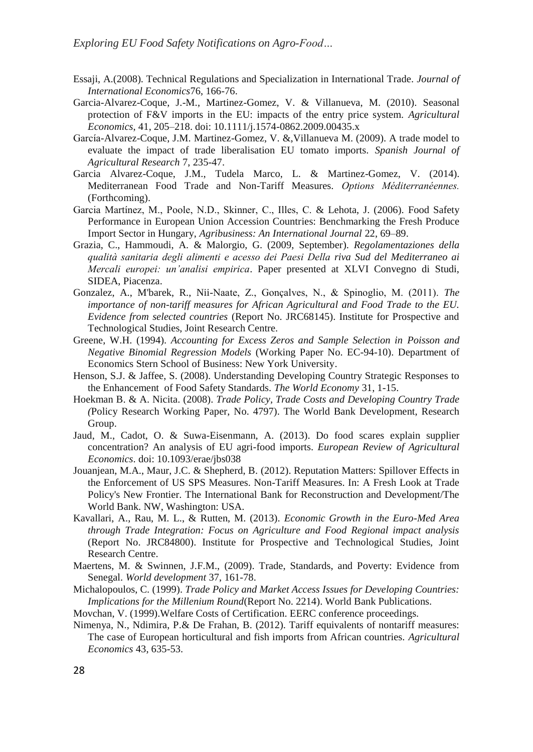Essaji, A.(2008). Technical Regulations and Specialization in International Trade. *Journal of International Economics*76, 166-76.

Garcia-Alvarez-Coque, J.-M., Martinez-Gomez, V. & Villanueva, M. (2010). Seasonal protection of F&V imports in the EU: impacts of the entry price system. *Agricultural Economics*, 41, 205–218. doi: 10.1111/j.1574-0862.2009.00435.x

García-Alvarez-Coque, J.M. Martinez-Gomez, V. &,Villanueva M. (2009). A trade model to evaluate the impact of trade liberalisation EU tomato imports. *Spanish Journal of Agricultural Research* 7, 235-47.

Garcia Alvarez-Coque, J.M., Tudela Marco, L. & Martinez-Gomez, V. (2014). Mediterranean Food Trade and Non-Tariff Measures. *Options Méditerranéennes.* (Forthcoming).

Garcia Martínez, M., Poole, N.D., Skinner, C., Illes, C. & Lehota, J. (2006). Food Safety Performance in European Union Accession Countries: Benchmarking the Fresh Produce Import Sector in Hungary, *Agribusiness: An International Journal* 22, 69–89.

Grazia, C., Hammoudi, A. & Malorgio, G. (2009, September). *Regolamentaziones della qualità sanitaria degli alimenti e acesso dei Paesi Della riva Sud del Mediterraneo ai Mercali europei: un'analisi empirica*. Paper presented at XLVI Convegno di Studi, SIDEA, Piacenza.

Gonzalez, A., M'barek, R., Nii-Naate, Z., Gonçalves, N., & Spinoglio, M. (2011). *The importance of non-tariff measures for African Agricultural and Food Trade to the EU. Evidence from selected countries* (Report No. JRC68145). Institute for Prospective and Technological Studies, Joint Research Centre.

Greene, W.H. (1994). *Accounting for Excess Zeros and Sample Selection in Poisson and Negative Binomial Regression Models* (Working Paper No. EC-94-10). Department of Economics Stern School of Business: New York University.

Henson, S.J. & Jaffee, S. (2008). Understanding Developing Country Strategic Responses to the Enhancement of Food Safety Standards. *The World Economy* 31, 1-15.

Hoekman B. & A. Nicita. (2008). *Trade Policy, Trade Costs and Developing Country Trade (*Policy Research Working Paper, No. 4797). The World Bank Development, Research Group.

Jaud, M., Cadot, O. & Suwa-Eisenmann, A. (2013). Do food scares explain supplier concentration? An analysis of EU agri-food imports. *European Review of Agricultural Economics*. doi: 10.1093/erae/jbs038

Jouanjean, M.A., Maur, J.C. & Shepherd, B. (2012). Reputation Matters: Spillover Effects in the Enforcement of US SPS Measures. Non-Tariff Measures. In: A Fresh Look at Trade Policy's New Frontier. The International Bank for Reconstruction and Development/The World Bank. NW, Washington: USA.

Kavallari, A., Rau, M. L., & Rutten, M. (2013). *Economic Growth in the Euro-Med Area through Trade Integration: Focus on Agriculture and Food Regional impact analysis* (Report No. JRC84800). Institute for Prospective and Technological Studies, Joint Research Centre.

Maertens, M. & Swinnen, J.F.M., (2009). Trade, Standards, and Poverty: Evidence from Senegal. *World development* 37, 161-78.

Michalopoulos, C. (1999). *Trade Policy and Market Access Issues for Developing Countries: Implications for the Millenium Round*(Report No. 2214). World Bank Publications.

Movchan, V. (1999).Welfare Costs of Certification. EERC conference proceedings.

Nimenya, N., Ndimira, P.& De Frahan, B. (2012). Tariff equivalents of nontariff measures: The case of European horticultural and fish imports from African countries. *Agricultural Economics* 43, 635-53.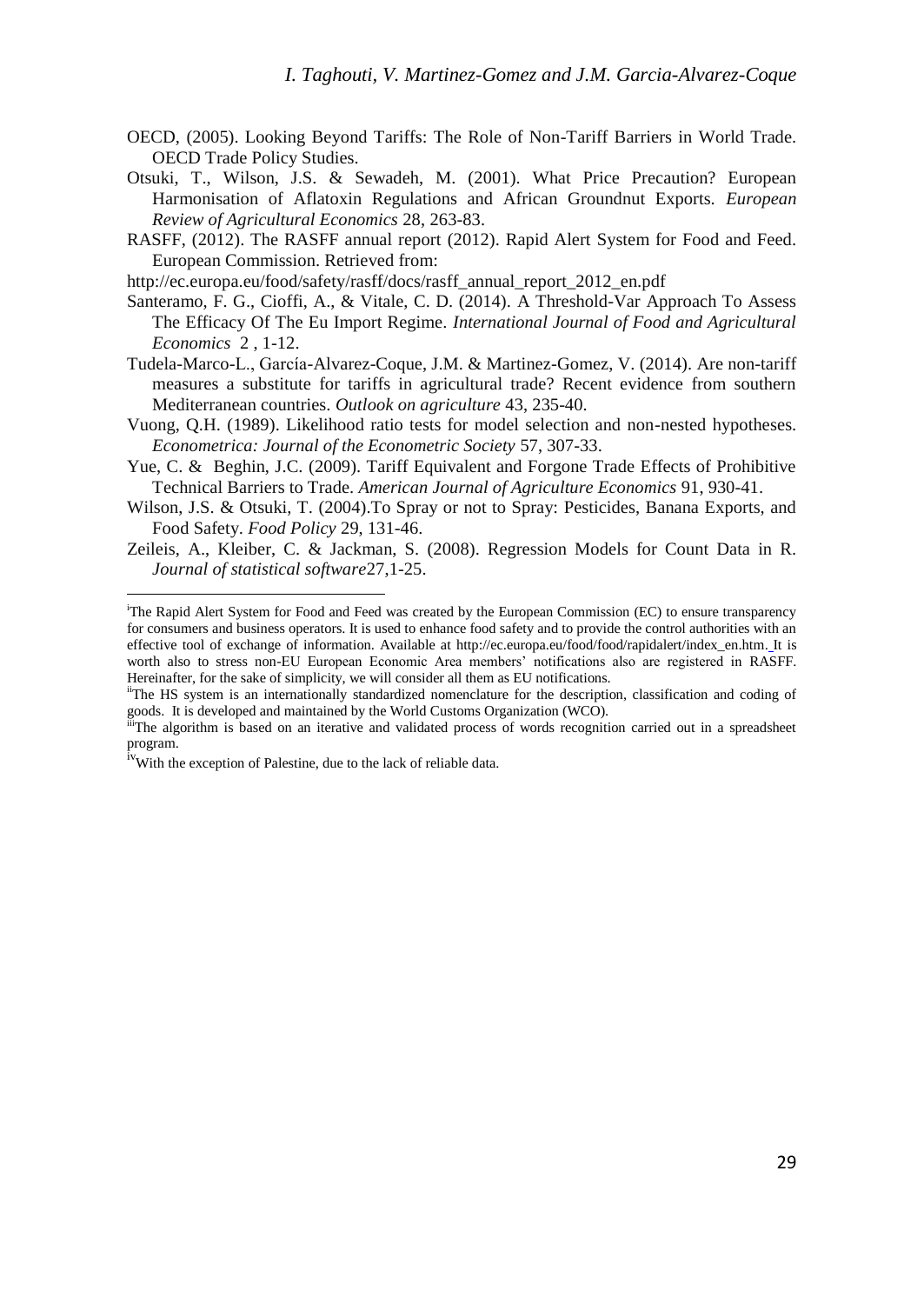OECD, (2005). Looking Beyond Tariffs: The Role of Non-Tariff Barriers in World Trade. OECD Trade Policy Studies.

Otsuki, T., Wilson, J.S. & Sewadeh, M. (2001). What Price Precaution? European Harmonisation of Aflatoxin Regulations and African Groundnut Exports. *European Review of Agricultural Economics* 28, 263-83.

RASFF, (2012). The RASFF annual report (2012). Rapid Alert System for Food and Feed. European Commission. Retrieved from:

http://ec.europa.eu/food/safety/rasff/docs/rasff_annual_report_2012_en.pdf

Santeramo, F. G., Cioffi, A., & Vitale, C. D. (2014). A Threshold-Var Approach To Assess The Efficacy Of The Eu Import Regime. *International Journal of Food and Agricultural Economics* 2 , 1-12.

Tudela-Marco-L., García-Alvarez-Coque, J.M. & Martinez-Gomez, V. (2014). Are non-tariff measures a substitute for tariffs in agricultural trade? Recent evidence from southern Mediterranean countries. *Outlook on agriculture* 43, 235-40.

Vuong, Q.H. (1989). Likelihood ratio tests for model selection and non-nested hypotheses. *Econometrica: Journal of the Econometric Society* 57, 307-33.

Yue, C. & Beghin, J.C. (2009). Tariff Equivalent and Forgone Trade Effects of Prohibitive Technical Barriers to Trade. *American Journal of Agriculture Economics* 91, 930-41.

Wilson, J.S. & Otsuki, T. (2004).To Spray or not to Spray: Pesticides, Banana Exports, and Food Safety. *Food Policy* 29, 131-46.

Zeileis, A., Kleiber, C. & Jackman, S. (2008). Regression Models for Count Data in R. *Journal of statistical software*27,1-25.

---

[i]The Rapid Alert System for Food and Feed was created by the European Commission (EC) to ensure transparency for consumers and business operators. It is used to enhance food safety and to provide the control authorities with an effective tool of exchange of information. Available at http://ec.europa.eu/food/food/rapidalert/index_en.htm. It is worth also to stress non-EU European Economic Area members' notifications also are registered in RASFF. Hereinafter, for the sake of simplicity, we will consider all them as EU notifications.

[ii]The HS system is an internationally standardized nomenclature for the description, classification and coding of goods. It is developed and maintained by the World Customs Organization (WCO).

[iii]The algorithm is based on an iterative and validated process of words recognition carried out in a spreadsheet program.

[iv]With the exception of Palestine, due to the lack of reliable data.